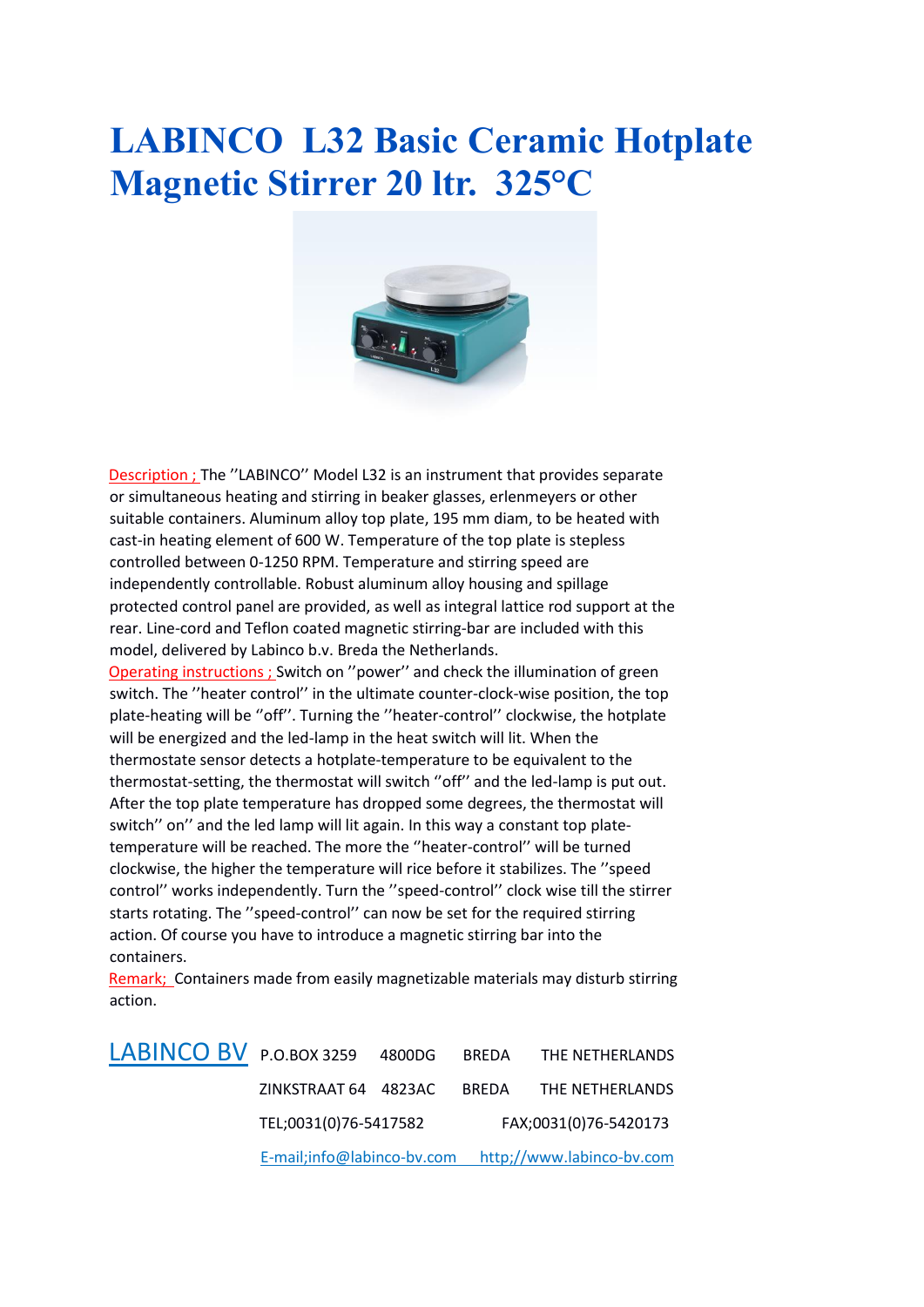# LABINCO L32 Basic Ceramic Hotplate Magnetic Stirrer 20 ltr. 325°C

Description ; The ''LABINCO'' Model L32 is an instrument that provides separate or simultaneous heating and stirring in beaker glasses, erlenmeyers or other suitable containers. Aluminum alloy top plate, 195 mm diam, to be heated with cast-in heating element of 600 W. Temperature of the top plate is stepless controlled between 0-1250 RPM. Temperature and stirring speed are independently controllable. Robust aluminum alloy housing and spillage protected control panel are provided, as well as integral lattice rod support at the rear. Line-cord and Teflon coated magnetic stirring-bar are included with this model, delivered by Labinco b.v. Breda the Netherlands.

Operating instructions ; Switch on ''power'' and check the illumination of green switch. The ''heater control'' in the ultimate counter-clock-wise position, the top plate-heating will be ''off''. Turning the ''heater-control'' clockwise, the hotplate will be energized and the led-lamp in the heat switch will lit. When the thermostate sensor detects a hotplate-temperature to be equivalent to the thermostat-setting, the thermostat will switch ''off'' and the led-lamp is put out. After the top plate temperature has dropped some degrees, the thermostat will switch'' on'' and the led lamp will lit again. In this way a constant top plate-temperature will be reached. The more the ''heater-control'' will be turned clockwise, the higher the temperature will rice before it stabilizes. The ''speed control'' works independently. Turn the ''speed-control'' clock wise till the stirrer starts rotating. The ''speed-control'' can now be set for the required stirring action. Of course you have to introduce a magnetic stirring bar into the containers.

Remark; Containers made from easily magnetizable materials may disturb stirring action.

LABINCO BV P.O.BOX 3259 4800DG BREDA THE NETHERLANDS

ZINKSTRAAT 64 4823AC BREDA THE NETHERLANDS

TEL;0031(0)76-5417582 FAX;0031(0)76-5420173

E-mail;info@labinco-bv.com http;//www.labinco-bv.com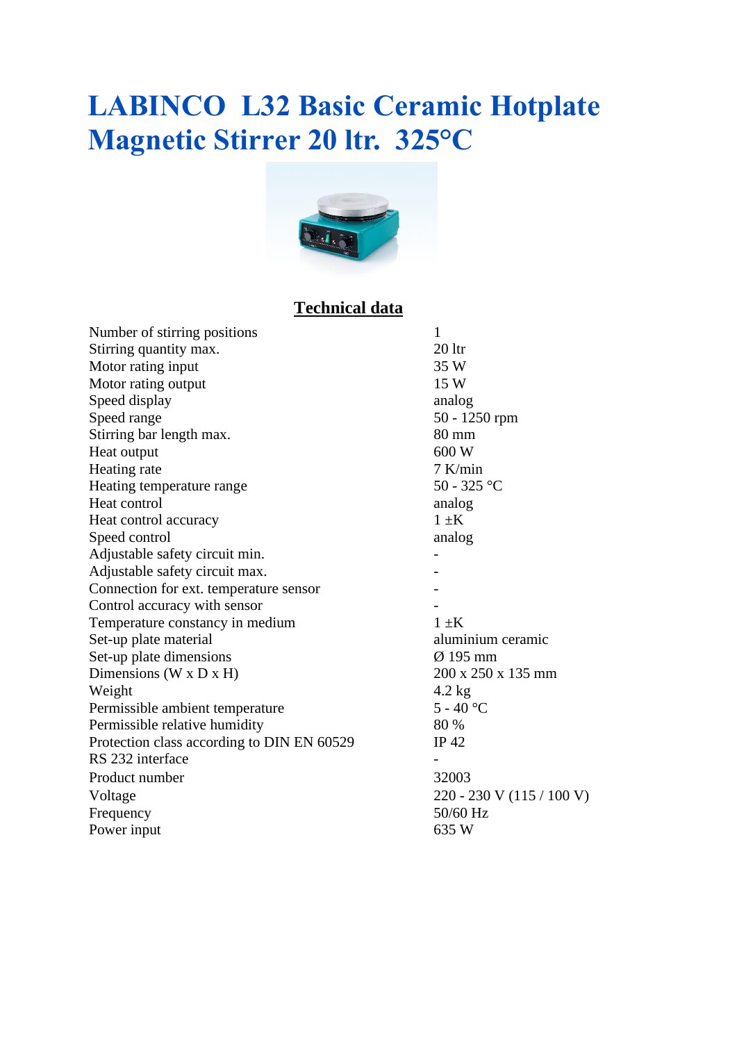# LABINCO L32 Basic Ceramic Hotplate Magnetic Stirrer 20 ltr. 325°C

## Technical data

| | |
|---|---|
| Number of stirring positions | 1 |
| Stirring quantity max. | 20 ltr |
| Motor rating input | 35 W |
| Motor rating output | 15 W |
| Speed display | analog |
| Speed range | 50 - 1250 rpm |
| Stirring bar length max. | 80 mm |
| Heat output | 600 W |
| Heating rate | 7 K/min |
| Heating temperature range | 50 - 325 °C |
| Heat control | analog |
| Heat control accuracy | 1 ±K |
| Speed control | analog |
| Adjustable safety circuit min. | - |
| Adjustable safety circuit max. | - |
| Connection for ext. temperature sensor | - |
| Control accuracy with sensor | - |
| Temperature constancy in medium | 1 ±K |
| Set-up plate material | aluminium ceramic |
| Set-up plate dimensions | Ø 195 mm |
| Dimensions (W x D x H) | 200 x 250 x 135 mm |
| Weight | 4.2 kg |
| Permissible ambient temperature | 5 - 40 °C |
| Permissible relative humidity | 80 % |
| Protection class according to DIN EN 60529 | IP 42 |
| RS 232 interface | - |
| Product number | 32003 |
| Voltage | 220 - 230 V (115 / 100 V) |
| Frequency | 50/60 Hz |
| Power input | 635 W |